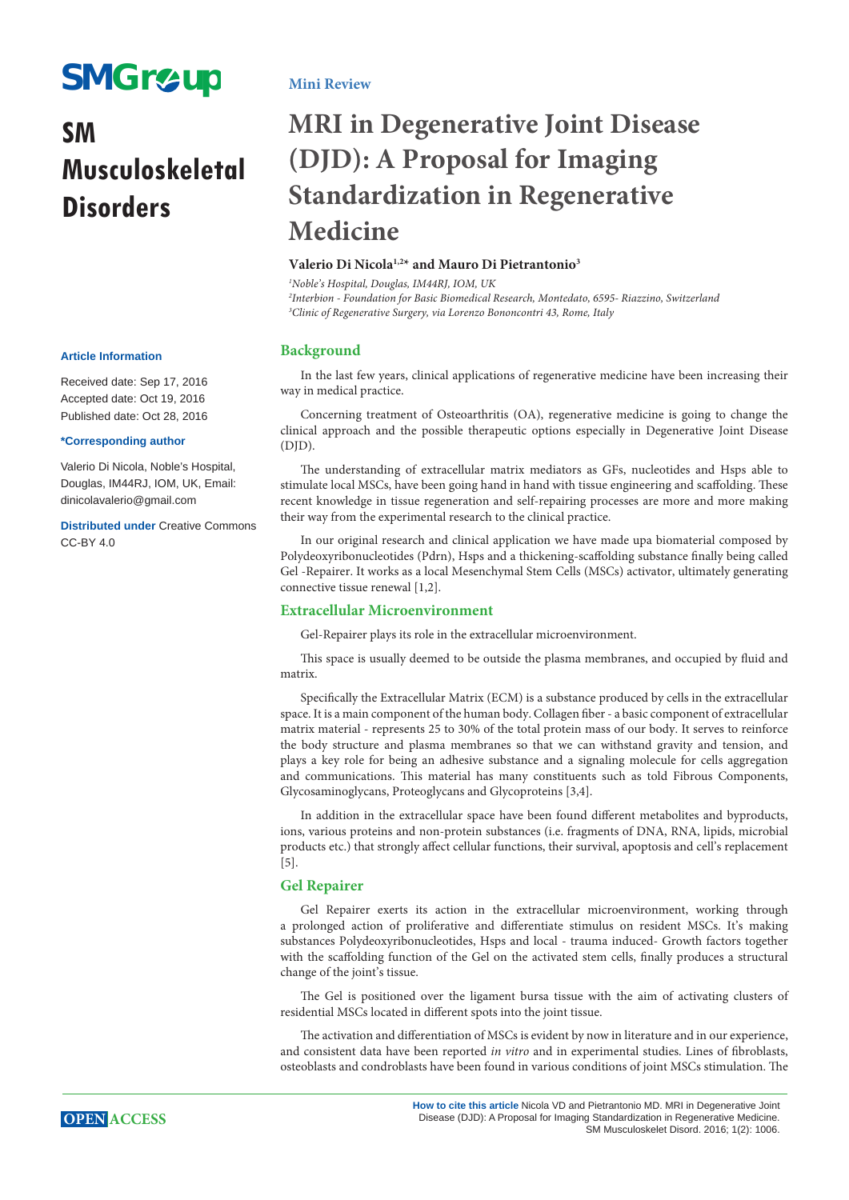SM Musculoskeletal Disorders

Mini Review

# MRI in Degenerative Joint Disease (DJD): A Proposal for Imaging Standardization in Regenerative Medicine

**Valerio Di Nicola[1,2*] and Mauro Di Pietrantonio[3]**

*[1]Noble's Hospital, Douglas, IM44RJ, IOM, UK*
*[2]Interbion - Foundation for Basic Biomedical Research, Montedato, 6595- Riazzino, Switzerland*
*[3]Clinic of Regenerative Surgery, via Lorenzo Bononcontri 43, Rome, Italy*

**Article Information**

Received date: Sep 17, 2016
Accepted date: Oct 19, 2016
Published date: Oct 28, 2016

**\*Corresponding author**

Valerio Di Nicola, Noble's Hospital, Douglas, IM44RJ, IOM, UK, Email: dinicolavalerio@gmail.com

**Distributed under** Creative Commons CC-BY 4.0

## Background

In the last few years, clinical applications of regenerative medicine have been increasing their way in medical practice.

Concerning treatment of Osteoarthritis (OA), regenerative medicine is going to change the clinical approach and the possible therapeutic options especially in Degenerative Joint Disease (DJD).

The understanding of extracellular matrix mediators as GFs, nucleotides and Hsps able to stimulate local MSCs, have been going hand in hand with tissue engineering and scaffolding. These recent knowledge in tissue regeneration and self-repairing processes are more and more making their way from the experimental research to the clinical practice.

In our original research and clinical application we have made upa biomaterial composed by Polydeoxyribonucleotides (Pdrn), Hsps and a thickening-scaffolding substance finally being called Gel -Repairer. It works as a local Mesenchymal Stem Cells (MSCs) activator, ultimately generating connective tissue renewal [1,2].

## Extracellular Microenvironment

Gel-Repairer plays its role in the extracellular microenvironment.

This space is usually deemed to be outside the plasma membranes, and occupied by fluid and matrix.

Specifically the Extracellular Matrix (ECM) is a substance produced by cells in the extracellular space. It is a main component of the human body. Collagen fiber - a basic component of extracellular matrix material - represents 25 to 30% of the total protein mass of our body. It serves to reinforce the body structure and plasma membranes so that we can withstand gravity and tension, and plays a key role for being an adhesive substance and a signaling molecule for cells aggregation and communications. This material has many constituents such as told Fibrous Components, Glycosaminoglycans, Proteoglycans and Glycoproteins [3,4].

In addition in the extracellular space have been found different metabolites and byproducts, ions, various proteins and non-protein substances (i.e. fragments of DNA, RNA, lipids, microbial products etc.) that strongly affect cellular functions, their survival, apoptosis and cell's replacement [5].

## Gel Repairer

Gel Repairer exerts its action in the extracellular microenvironment, working through a prolonged action of proliferative and differentiate stimulus on resident MSCs. It's making substances Polydeoxyribonucleotides, Hsps and local - trauma induced- Growth factors together with the scaffolding function of the Gel on the activated stem cells, finally produces a structural change of the joint's tissue.

The Gel is positioned over the ligament bursa tissue with the aim of activating clusters of residential MSCs located in different spots into the joint tissue.

The activation and differentiation of MSCs is evident by now in literature and in our experience, and consistent data have been reported *in vitro* and in experimental studies. Lines of fibroblasts, osteoblasts and condroblasts have been found in various conditions of joint MSCs stimulation. The

OPEN ACCESS

**How to cite this article** Nicola VD and Pietrantonio MD. MRI in Degenerative Joint Disease (DJD): A Proposal for Imaging Standardization in Regenerative Medicine. SM Musculoskelet Disord. 2016; 1(2): 1006.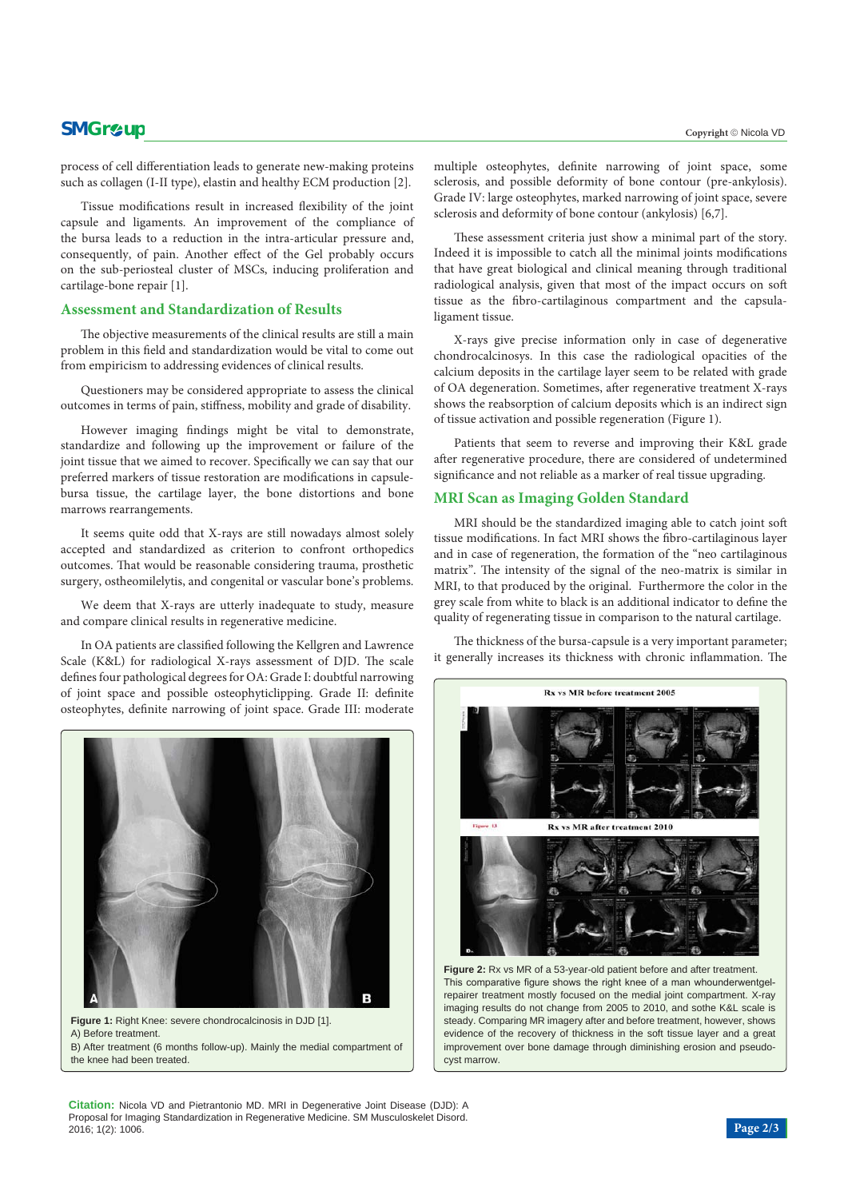process of cell differentiation leads to generate new-making proteins such as collagen (I-II type), elastin and healthy ECM production [2].

Tissue modifications result in increased flexibility of the joint capsule and ligaments. An improvement of the compliance of the bursa leads to a reduction in the intra-articular pressure and, consequently, of pain. Another effect of the Gel probably occurs on the sub-periosteal cluster of MSCs, inducing proliferation and cartilage-bone repair [1].

## Assessment and Standardization of Results

The objective measurements of the clinical results are still a main problem in this field and standardization would be vital to come out from empiricism to addressing evidences of clinical results.

Questioners may be considered appropriate to assess the clinical outcomes in terms of pain, stiffness, mobility and grade of disability.

However imaging findings might be vital to demonstrate, standardize and following up the improvement or failure of the joint tissue that we aimed to recover. Specifically we can say that our preferred markers of tissue restoration are modifications in capsule-bursa tissue, the cartilage layer, the bone distortions and bone marrows rearrangements.

It seems quite odd that X-rays are still nowadays almost solely accepted and standardized as criterion to confront orthopedics outcomes. That would be reasonable considering trauma, prosthetic surgery, ostheomilelytis, and congenital or vascular bone's problems.

We deem that X-rays are utterly inadequate to study, measure and compare clinical results in regenerative medicine.

In OA patients are classified following the Kellgren and Lawrence Scale (K&L) for radiological X-rays assessment of DJD. The scale defines four pathological degrees for OA: Grade I: doubtful narrowing of joint space and possible osteophyticlipping. Grade II: definite osteophytes, definite narrowing of joint space. Grade III: moderate multiple osteophytes, definite narrowing of joint space, some sclerosis, and possible deformity of bone contour (pre-ankylosis). Grade IV: large osteophytes, marked narrowing of joint space, severe sclerosis and deformity of bone contour (ankylosis) [6,7].

Figure 1: Right Knee: severe chondrocalcinosis in DJD [1].
A) Before treatment.
B) After treatment (6 months follow-up). Mainly the medial compartment of the knee had been treated.

These assessment criteria just show a minimal part of the story. Indeed it is impossible to catch all the minimal joints modifications that have great biological and clinical meaning through traditional radiological analysis, given that most of the impact occurs on soft tissue as the fibro-cartilaginous compartment and the capsula-ligament tissue.

X-rays give precise information only in case of degenerative chondrocalcinosys. In this case the radiological opacities of the calcium deposits in the cartilage layer seem to be related with grade of OA degeneration. Sometimes, after regenerative treatment X-rays shows the reabsorption of calcium deposits which is an indirect sign of tissue activation and possible regeneration (Figure 1).

Patients that seem to reverse and improving their K&L grade after regenerative procedure, there are considered of undetermined significance and not reliable as a marker of real tissue upgrading.

## MRI Scan as Imaging Golden Standard

MRI should be the standardized imaging able to catch joint soft tissue modifications. In fact MRI shows the fibro-cartilaginous layer and in case of regeneration, the formation of the "neo cartilaginous matrix". The intensity of the signal of the neo-matrix is similar in MRI, to that produced by the original. Furthermore the color in the grey scale from white to black is an additional indicator to define the quality of regenerating tissue in comparison to the natural cartilage.

The thickness of the bursa-capsule is a very important parameter; it generally increases its thickness with chronic inflammation. The

Figure 2: Rx vs MR of a 53-year-old patient before and after treatment. This comparative figure shows the right knee of a man whounderwentgel-repairer treatment mostly focused on the medial joint compartment. X-ray imaging results do not change from 2005 to 2010, and sothe K&L scale is steady. Comparing MR imagery after and before treatment, however, shows evidence of the recovery of thickness in the soft tissue layer and a great improvement over bone damage through diminishing erosion and pseudo-cyst marrow.

**Citation:** Nicola VD and Pietrantonio MD. MRI in Degenerative Joint Disease (DJD): A Proposal for Imaging Standardization in Regenerative Medicine. SM Musculoskelet Disord. 2016; 1(2): 1006.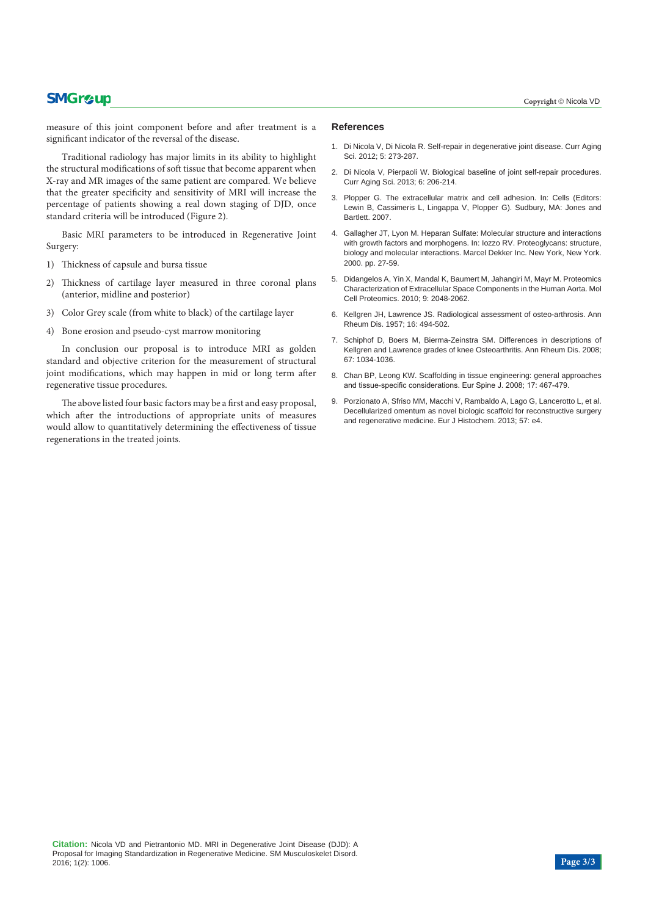measure of this joint component before and after treatment is a significant indicator of the reversal of the disease.

Traditional radiology has major limits in its ability to highlight the structural modifications of soft tissue that become apparent when X-ray and MR images of the same patient are compared. We believe that the greater specificity and sensitivity of MRI will increase the percentage of patients showing a real down staging of DJD, once standard criteria will be introduced (Figure 2).

Basic MRI parameters to be introduced in Regenerative Joint Surgery:

1) Thickness of capsule and bursa tissue

2) Thickness of cartilage layer measured in three coronal plans (anterior, midline and posterior)

3) Color Grey scale (from white to black) of the cartilage layer

4) Bone erosion and pseudo-cyst marrow monitoring

In conclusion our proposal is to introduce MRI as golden standard and objective criterion for the measurement of structural joint modifications, which may happen in mid or long term after regenerative tissue procedures.

The above listed four basic factors may be a first and easy proposal, which after the introductions of appropriate units of measures would allow to quantitatively determining the effectiveness of tissue regenerations in the treated joints.

## References

1. Di Nicola V, Di Nicola R. Self-repair in degenerative joint disease. Curr Aging Sci. 2012; 5: 273-287.
2. Di Nicola V, Pierpaoli W. Biological baseline of joint self-repair procedures. Curr Aging Sci. 2013; 6: 206-214.
3. Plopper G. The extracellular matrix and cell adhesion. In: Cells (Editors: Lewin B, Cassimeris L, Lingappa V, Plopper G). Sudbury, MA: Jones and Bartlett. 2007.
4. Gallagher JT, Lyon M. Heparan Sulfate: Molecular structure and interactions with growth factors and morphogens. In: Iozzo RV. Proteoglycans: structure, biology and molecular interactions. Marcel Dekker Inc. New York, New York. 2000. pp. 27-59.
5. Didangelos A, Yin X, Mandal K, Baumert M, Jahangiri M, Mayr M. Proteomics Characterization of Extracellular Space Components in the Human Aorta. Mol Cell Proteomics. 2010; 9: 2048-2062.
6. Kellgren JH, Lawrence JS. Radiological assessment of osteo-arthrosis. Ann Rheum Dis. 1957; 16: 494-502.
7. Schiphof D, Boers M, Bierma-Zeinstra SM. Differences in descriptions of Kellgren and Lawrence grades of knee Osteoarthritis. Ann Rheum Dis. 2008; 67: 1034-1036.
8. Chan BP, Leong KW. Scaffolding in tissue engineering: general approaches and tissue-specific considerations. Eur Spine J. 2008; 17: 467-479.
9. Porzionato A, Sfriso MM, Macchi V, Rambaldo A, Lago G, Lancerotto L, et al. Decellularized omentum as novel biologic scaffold for reconstructive surgery and regenerative medicine. Eur J Histochem. 2013; 57: e4.

**Citation:** Nicola VD and Pietrantonio MD. MRI in Degenerative Joint Disease (DJD): A Proposal for Imaging Standardization in Regenerative Medicine. SM Musculoskelet Disord. 2016; 1(2): 1006.